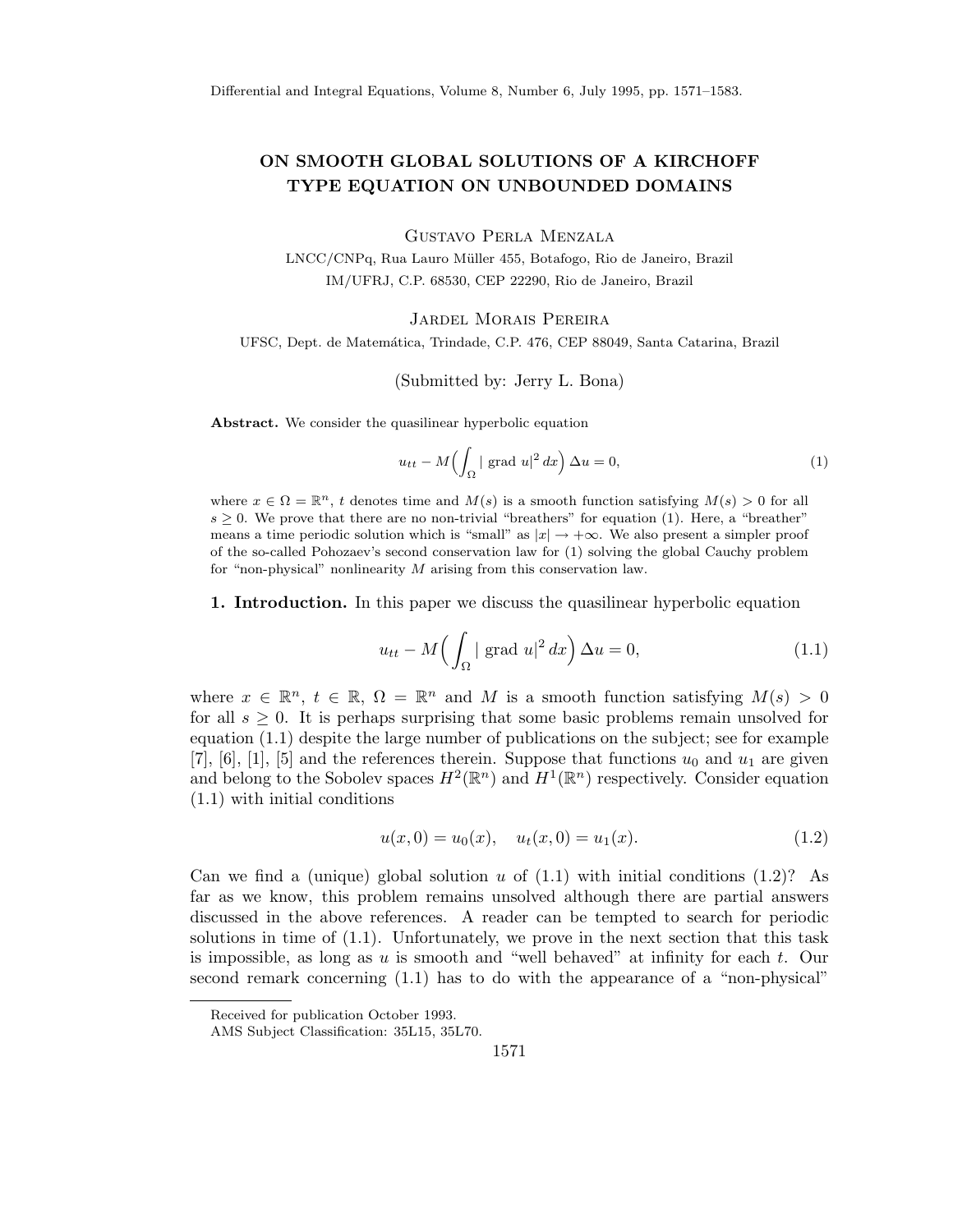# ON SMOOTH GLOBAL SOLUTIONS OF A KIRCHOFF TYPE EQUATION ON UNBOUNDED DOMAINS

Gustavo Perla Menzala

LNCC/CNPq, Rua Lauro Müller 455, Botafogo, Rio de Janeiro, Brazil
IM/UFRJ, C.P. 68530, CEP 22290, Rio de Janeiro, Brazil

Jardel Morais Pereira

UFSC, Dept. de Matemática, Trindade, C.P. 476, CEP 88049, Santa Catarina, Brazil

(Submitted by: Jerry L. Bona)

**Abstract.** We consider the quasilinear hyperbolic equation

$$u_{tt} - M\Big(\int_\Omega |\operatorname{grad} u|^2\,dx\Big)\,\Delta u = 0, \tag{1}$$

where $x \in \Omega = \mathbb{R}^n$, $t$ denotes time and $M(s)$ is a smooth function satisfying $M(s) > 0$ for all $s \geq 0$. We prove that there are no non-trivial "breathers" for equation (1). Here, a "breather" means a time periodic solution which is "small" as $|x| \to +\infty$. We also present a simpler proof of the so-called Pohozaev's second conservation law for (1) solving the global Cauchy problem for "non-physical" nonlinearity $M$ arising from this conservation law.

**1. Introduction.** In this paper we discuss the quasilinear hyperbolic equation

$$u_{tt} - M\Big(\int_\Omega |\operatorname{grad} u|^2\,dx\Big)\,\Delta u = 0, \tag{1.1}$$

where $x \in \mathbb{R}^n$, $t \in \mathbb{R}$, $\Omega = \mathbb{R}^n$ and $M$ is a smooth function satisfying $M(s) > 0$ for all $s \geq 0$. It is perhaps surprising that some basic problems remain unsolved for equation (1.1) despite the large number of publications on the subject; see for example [7], [6], [1], [5] and the references therein. Suppose that functions $u_0$ and $u_1$ are given and belong to the Sobolev spaces $H^2(\mathbb{R}^n)$ and $H^1(\mathbb{R}^n)$ respectively. Consider equation (1.1) with initial conditions

$$u(x,0) = u_0(x), \quad u_t(x,0) = u_1(x). \tag{1.2}$$

Can we find a (unique) global solution $u$ of (1.1) with initial conditions (1.2)? As far as we know, this problem remains unsolved although there are partial answers discussed in the above references. A reader can be tempted to search for periodic solutions in time of (1.1). Unfortunately, we prove in the next section that this task is impossible, as long as $u$ is smooth and "well behaved" at infinity for each $t$. Our second remark concerning (1.1) has to do with the appearance of a "non-physical"

Received for publication October 1993.

AMS Subject Classification: 35L15, 35L70.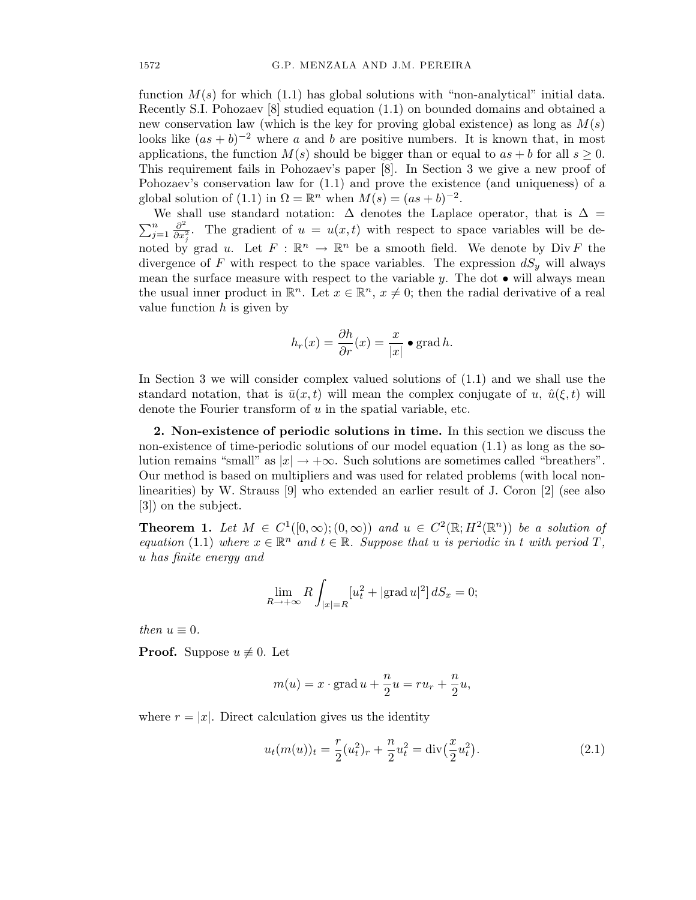function $M(s)$ for which (1.1) has global solutions with "non-analytical" initial data. Recently S.I. Pohozaev [8] studied equation (1.1) on bounded domains and obtained a new conservation law (which is the key for proving global existence) as long as $M(s)$ looks like $(as+b)^{-2}$ where $a$ and $b$ are positive numbers. It is known that, in most applications, the function $M(s)$ should be bigger than or equal to $as+b$ for all $s \geq 0$. This requirement fails in Pohozaev's paper [8]. In Section 3 we give a new proof of Pohozaev's conservation law for (1.1) and prove the existence (and uniqueness) of a global solution of (1.1) in $\Omega = \mathbb{R}^n$ when $M(s) = (as+b)^{-2}$.

We shall use standard notation: $\Delta$ denotes the Laplace operator, that is $\Delta = \sum_{j=1}^n \frac{\partial^2}{\partial x_j^2}$. The gradient of $u = u(x,t)$ with respect to space variables will be denoted by grad $u$. Let $F : \mathbb{R}^n \to \mathbb{R}^n$ be a smooth field. We denote by $\operatorname{Div} F$ the divergence of $F$ with respect to the space variables. The expression $dS_y$ will always mean the surface measure with respect to the variable $y$. The dot $\bullet$ will always mean the usual inner product in $\mathbb{R}^n$. Let $x \in \mathbb{R}^n$, $x \neq 0$; then the radial derivative of a real value function $h$ is given by

$$h_r(x) = \frac{\partial h}{\partial r}(x) = \frac{x}{|x|} \bullet \operatorname{grad} h.$$

In Section 3 we will consider complex valued solutions of (1.1) and we shall use the standard notation, that is $\bar{u}(x,t)$ will mean the complex conjugate of $u$, $\hat{u}(\xi,t)$ will denote the Fourier transform of $u$ in the spatial variable, etc.

## 2. Non-existence of periodic solutions in time.

In this section we discuss the non-existence of time-periodic solutions of our model equation (1.1) as long as the solution remains "small" as $|x| \to +\infty$. Such solutions are sometimes called "breathers". Our method is based on multipliers and was used for related problems (with local nonlinearities) by W. Strauss [9] who extended an earlier result of J. Coron [2] (see also [3]) on the subject.

**Theorem 1.** *Let $M \in C^1([0,\infty);(0,\infty))$ and $u \in C^2(\mathbb{R}; H^2(\mathbb{R}^n))$ be a solution of equation (1.1) where $x \in \mathbb{R}^n$ and $t \in \mathbb{R}$. Suppose that $u$ is periodic in $t$ with period $T$, $u$ has finite energy and*

$$\lim_{R \to +\infty} R \int_{|x|=R} [u_t^2 + |\operatorname{grad} u|^2] \, dS_x = 0;$$

*then $u \equiv 0$.*

**Proof.** Suppose $u \not\equiv 0$. Let

$$m(u) = x \cdot \operatorname{grad} u + \frac{n}{2} u = r u_r + \frac{n}{2} u,$$

where $r = |x|$. Direct calculation gives us the identity

$$u_t (m(u))_t = \frac{r}{2} (u_t^2)_r + \frac{n}{2} u_t^2 = \operatorname{div}\left(\frac{x}{2} u_t^2\right). \tag{2.1}$$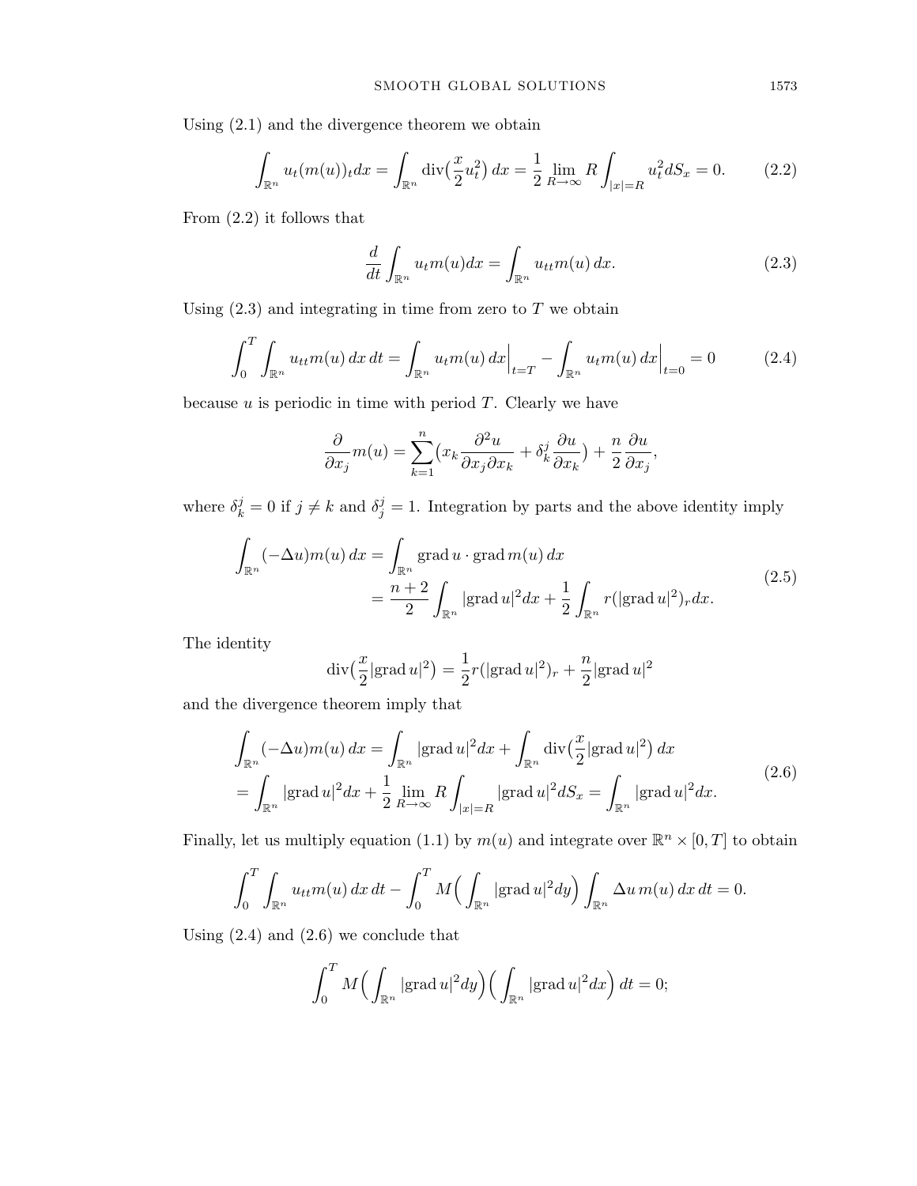Using (2.1) and the divergence theorem we obtain

$$\int_{\mathbb{R}^n} u_t (m(u))_t dx = \int_{\mathbb{R}^n} \operatorname{div}\big(\frac{x}{2} u_t^2\big)\, dx = \frac{1}{2} \lim_{R\to\infty} R \int_{|x|=R} u_t^2 dS_x = 0. \tag{2.2}$$

From (2.2) it follows that

$$\frac{d}{dt} \int_{\mathbb{R}^n} u_t m(u) dx = \int_{\mathbb{R}^n} u_{tt} m(u)\, dx. \tag{2.3}$$

Using (2.3) and integrating in time from zero to $T$ we obtain

$$\int_0^T \int_{\mathbb{R}^n} u_{tt} m(u)\, dx\, dt = \int_{\mathbb{R}^n} u_t m(u)\, dx\Big|_{t=T} - \int_{\mathbb{R}^n} u_t m(u)\, dx\Big|_{t=0} = 0 \tag{2.4}$$

because $u$ is periodic in time with period $T$. Clearly we have

$$\frac{\partial}{\partial x_j} m(u) = \sum_{k=1}^n \big(x_k \frac{\partial^2 u}{\partial x_j \partial x_k} + \delta_k^j \frac{\partial u}{\partial x_k}\big) + \frac{n}{2} \frac{\partial u}{\partial x_j},$$

where $\delta_k^j = 0$ if $j \neq k$ and $\delta_j^j = 1$. Integration by parts and the above identity imply

$$\begin{aligned}\int_{\mathbb{R}^n} (-\Delta u) m(u)\, dx &= \int_{\mathbb{R}^n} \operatorname{grad} u \cdot \operatorname{grad} m(u)\, dx \\ &= \frac{n+2}{2} \int_{\mathbb{R}^n} |\operatorname{grad} u|^2 dx + \frac{1}{2} \int_{\mathbb{R}^n} r (|\operatorname{grad} u|^2)_r dx.\end{aligned} \tag{2.5}$$

The identity

$$\operatorname{div}\big(\frac{x}{2} |\operatorname{grad} u|^2\big) = \frac{1}{2} r (|\operatorname{grad} u|^2)_r + \frac{n}{2} |\operatorname{grad} u|^2$$

and the divergence theorem imply that

$$\begin{aligned}\int_{\mathbb{R}^n} (-\Delta u) m(u)\, dx &= \int_{\mathbb{R}^n} |\operatorname{grad} u|^2 dx + \int_{\mathbb{R}^n} \operatorname{div}\big(\frac{x}{2} |\operatorname{grad} u|^2\big)\, dx \\ = \int_{\mathbb{R}^n} |\operatorname{grad} u|^2 dx &+ \frac{1}{2} \lim_{R\to\infty} R \int_{|x|=R} |\operatorname{grad} u|^2 dS_x = \int_{\mathbb{R}^n} |\operatorname{grad} u|^2 dx.\end{aligned} \tag{2.6}$$

Finally, let us multiply equation (1.1) by $m(u)$ and integrate over $\mathbb{R}^n \times [0, T]$ to obtain

$$\int_0^T \int_{\mathbb{R}^n} u_{tt} m(u)\, dx\, dt - \int_0^T M\Big(\int_{\mathbb{R}^n} |\operatorname{grad} u|^2 dy\Big) \int_{\mathbb{R}^n} \Delta u\, m(u)\, dx\, dt = 0.$$

Using (2.4) and (2.6) we conclude that

$$\int_0^T M\Big(\int_{\mathbb{R}^n} |\operatorname{grad} u|^2 dy\Big)\Big(\int_{\mathbb{R}^n} |\operatorname{grad} u|^2 dx\Big)\, dt = 0;$$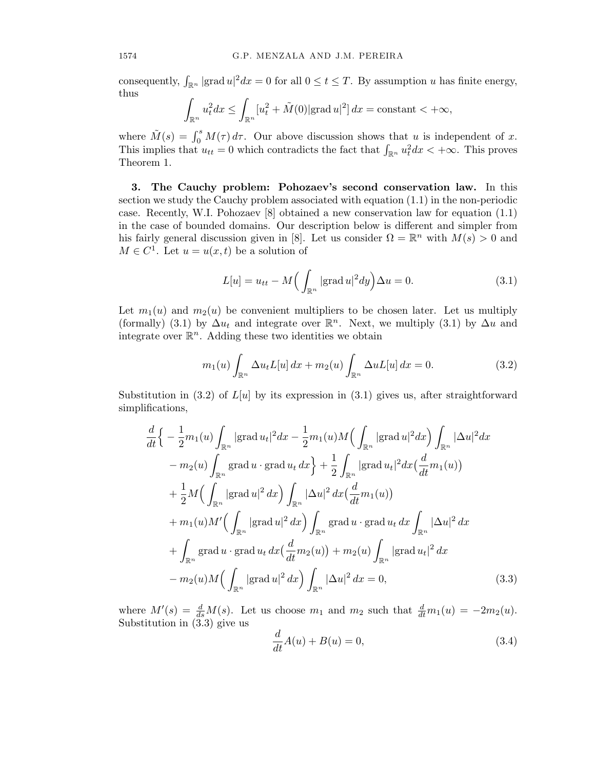consequently, $\int_{\mathbb{R}^n} |\text{grad}\, u|^2 dx = 0$ for all $0 \le t \le T$. By assumption $u$ has finite energy, thus

$$\int_{\mathbb{R}^n} u_t^2 dx \le \int_{\mathbb{R}^n} [u_t^2 + \tilde{M}(0)|\text{grad}\, u|^2]\, dx = \text{constant} < +\infty,$$

where $\tilde{M}(s) = \int_0^s M(\tau)\, d\tau$. Our above discussion shows that $u$ is independent of $x$. This implies that $u_{tt} = 0$ which contradicts the fact that $\int_{\mathbb{R}^n} u_t^2 dx < +\infty$. This proves Theorem 1.

**3. The Cauchy problem: Pohozaev's second conservation law.** In this section we study the Cauchy problem associated with equation (1.1) in the non-periodic case. Recently, W.I. Pohozaev [8] obtained a new conservation law for equation (1.1) in the case of bounded domains. Our description below is different and simpler from his fairly general discussion given in [8]. Let us consider $\Omega = \mathbb{R}^n$ with $M(s) > 0$ and $M \in C^1$. Let $u = u(x,t)$ be a solution of

$$L[u] = u_{tt} - M\Big(\int_{\mathbb{R}^n} |\text{grad}\, u|^2 dy\Big)\Delta u = 0. \tag{3.1}$$

Let $m_1(u)$ and $m_2(u)$ be convenient multipliers to be chosen later. Let us multiply (formally) (3.1) by $\Delta u_t$ and integrate over $\mathbb{R}^n$. Next, we multiply (3.1) by $\Delta u$ and integrate over $\mathbb{R}^n$. Adding these two identities we obtain

$$m_1(u)\int_{\mathbb{R}^n} \Delta u_t L[u]\, dx + m_2(u)\int_{\mathbb{R}^n} \Delta u L[u]\, dx = 0. \tag{3.2}$$

Substitution in (3.2) of $L[u]$ by its expression in (3.1) gives us, after straightforward simplifications,

$$\begin{aligned}
&\frac{d}{dt}\Big\{ -\frac{1}{2}m_1(u)\int_{\mathbb{R}^n} |\text{grad}\, u_t|^2 dx - \frac{1}{2}m_1(u)M\Big(\int_{\mathbb{R}^n} |\text{grad}\, u|^2 dx\Big)\int_{\mathbb{R}^n} |\Delta u|^2 dx \\
&\quad - m_2(u)\int_{\mathbb{R}^n} \text{grad}\, u \cdot \text{grad}\, u_t\, dx\Big\} + \frac{1}{2}\int_{\mathbb{R}^n} |\text{grad}\, u_t|^2 dx\big(\frac{d}{dt}m_1(u)\big) \\
&\quad + \frac{1}{2}M\Big(\int_{\mathbb{R}^n} |\text{grad}\, u|^2\, dx\Big)\int_{\mathbb{R}^n} |\Delta u|^2\, dx\big(\frac{d}{dt}m_1(u)\big) \\
&\quad + m_1(u)M'\Big(\int_{\mathbb{R}^n} |\text{grad}\, u|^2\, dx\Big)\int_{\mathbb{R}^n} \text{grad}\, u \cdot \text{grad}\, u_t\, dx \int_{\mathbb{R}^n} |\Delta u|^2\, dx \\
&\quad + \int_{\mathbb{R}^n} \text{grad}\, u \cdot \text{grad}\, u_t\, dx\big(\frac{d}{dt}m_2(u)\big) + m_2(u)\int_{\mathbb{R}^n} |\text{grad}\, u_t|^2\, dx \\
&\quad - m_2(u)M\Big(\int_{\mathbb{R}^n} |\text{grad}\, u|^2\, dx\Big)\int_{\mathbb{R}^n} |\Delta u|^2\, dx = 0,
\end{aligned} \tag{3.3}$$

where $M'(s) = \frac{d}{ds}M(s)$. Let us choose $m_1$ and $m_2$ such that $\frac{d}{dt}m_1(u) = -2m_2(u)$. Substitution in (3.3) give us

$$\frac{d}{dt}A(u) + B(u) = 0, \tag{3.4}$$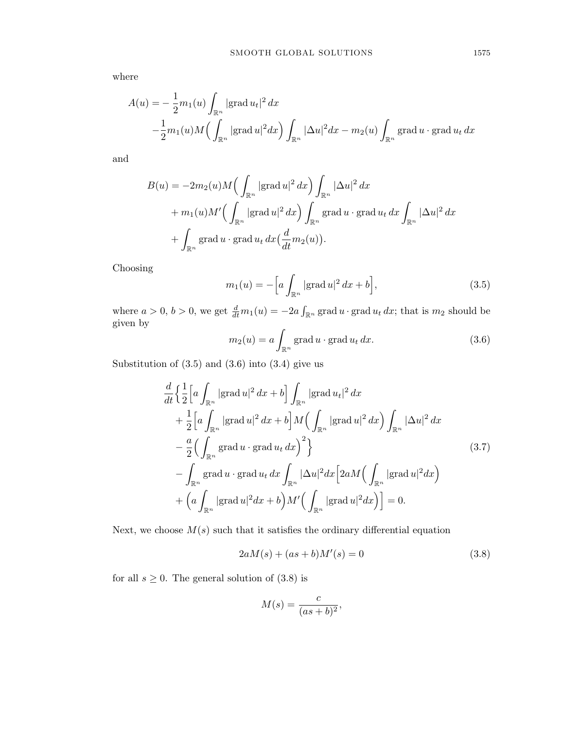where

$$
\begin{aligned}
A(u) = &-\frac{1}{2}m_1(u)\int_{\mathbb{R}^n}|\operatorname{grad} u_t|^2\,dx \\
&-\frac{1}{2}m_1(u)M\Big(\int_{\mathbb{R}^n}|\operatorname{grad} u|^2dx\Big)\int_{\mathbb{R}^n}|\Delta u|^2dx - m_2(u)\int_{\mathbb{R}^n}\operatorname{grad} u\cdot\operatorname{grad} u_t\,dx
\end{aligned}
$$

and

$$
\begin{aligned}
B(u) &= -2m_2(u)M\Big(\int_{\mathbb{R}^n}|\operatorname{grad} u|^2\,dx\Big)\int_{\mathbb{R}^n}|\Delta u|^2\,dx \\
&\quad + m_1(u)M'\Big(\int_{\mathbb{R}^n}|\operatorname{grad} u|^2\,dx\Big)\int_{\mathbb{R}^n}\operatorname{grad} u\cdot\operatorname{grad} u_t\,dx\int_{\mathbb{R}^n}|\Delta u|^2\,dx \\
&\quad + \int_{\mathbb{R}^n}\operatorname{grad} u\cdot\operatorname{grad} u_t\,dx\big(\frac{d}{dt}m_2(u)\big).
\end{aligned}
$$

Choosing

$$
m_1(u) = -\Big[a\int_{\mathbb{R}^n}|\operatorname{grad} u|^2\,dx + b\Big], \tag{3.5}
$$

where $a > 0$, $b > 0$, we get $\frac{d}{dt}m_1(u) = -2a\int_{\mathbb{R}^n}\operatorname{grad} u\cdot\operatorname{grad} u_t\,dx$; that is $m_2$ should be given by

$$
m_2(u) = a\int_{\mathbb{R}^n}\operatorname{grad} u\cdot\operatorname{grad} u_t\,dx. \tag{3.6}
$$

Substitution of (3.5) and (3.6) into (3.4) give us

$$
\begin{aligned}
&\frac{d}{dt}\Big\{\frac{1}{2}\Big[a\int_{\mathbb{R}^n}|\operatorname{grad} u|^2\,dx + b\Big]\int_{\mathbb{R}^n}|\operatorname{grad} u_t|^2\,dx \\
&\quad + \frac{1}{2}\Big[a\int_{\mathbb{R}^n}|\operatorname{grad} u|^2\,dx + b\Big]M\Big(\int_{\mathbb{R}^n}|\operatorname{grad} u|^2\,dx\Big)\int_{\mathbb{R}^n}|\Delta u|^2\,dx \\
&\quad - \frac{a}{2}\Big(\int_{\mathbb{R}^n}\operatorname{grad} u\cdot\operatorname{grad} u_t\,dx\Big)^2\Big\} \\
&\quad - \int_{\mathbb{R}^n}\operatorname{grad} u\cdot\operatorname{grad} u_t\,dx\int_{\mathbb{R}^n}|\Delta u|^2dx\Big[2aM\Big(\int_{\mathbb{R}^n}|\operatorname{grad} u|^2dx\Big) \\
&\quad + \Big(a\int_{\mathbb{R}^n}|\operatorname{grad} u|^2dx + b\Big)M'\Big(\int_{\mathbb{R}^n}|\operatorname{grad} u|^2dx\Big)\Big] = 0.
\end{aligned} \tag{3.7}
$$

Next, we choose $M(s)$ such that it satisfies the ordinary differential equation

$$
2aM(s) + (as+b)M'(s) = 0 \tag{3.8}
$$

for all $s \geq 0$. The general solution of (3.8) is

$$
M(s) = \frac{c}{(as+b)^2},
$$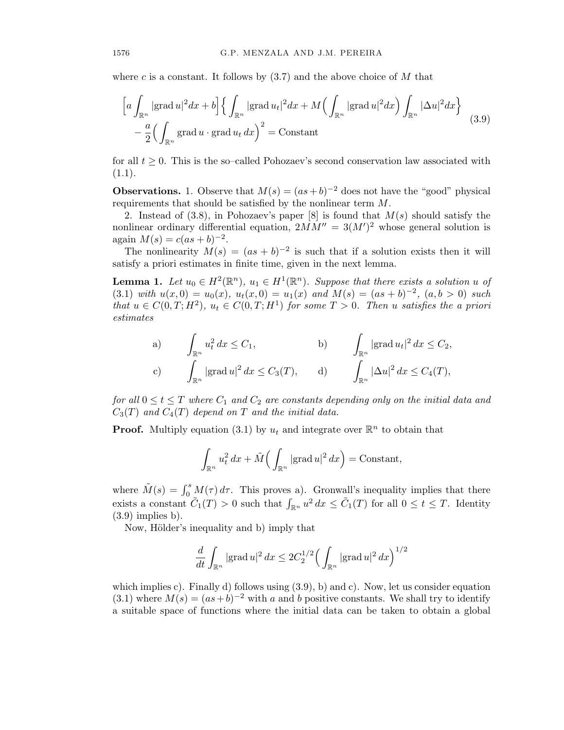where $c$ is a constant. It follows by (3.7) and the above choice of $M$ that

$$\begin{aligned}&\Big[a\int_{\mathbb{R}^n}|\text{grad}\, u|^2dx+b\Big]\Big\{\int_{\mathbb{R}^n}|\text{grad}\, u_t|^2dx+M\Big(\int_{\mathbb{R}^n}|\text{grad}\, u|^2dx\Big)\int_{\mathbb{R}^n}|\Delta u|^2dx\Big\}\\&\quad-\frac{a}{2}\Big(\int_{\mathbb{R}^n}\text{grad}\, u\cdot\text{grad}\, u_t\,dx\Big)^2=\text{Constant}\end{aligned}\tag{3.9}$$

for all $t\geq 0$. This is the so–called Pohozaev's second conservation law associated with (1.1).

**Observations.** 1. Observe that $M(s)=(as+b)^{-2}$ does not have the "good" physical requirements that should be satisfied by the nonlinear term $M$.

2. Instead of (3.8), in Pohozaev's paper [8] is found that $M(s)$ should satisfy the nonlinear ordinary differential equation, $2MM''=3(M')^2$ whose general solution is again $M(s)=c(as+b)^{-2}$.

The nonlinearity $M(s)=(as+b)^{-2}$ is such that if a solution exists then it will satisfy a priori estimates in finite time, given in the next lemma.

**Lemma 1.** *Let $u_0\in H^2(\mathbb{R}^n)$, $u_1\in H^1(\mathbb{R}^n)$. Suppose that there exists a solution $u$ of (3.1) with $u(x,0)=u_0(x)$, $u_t(x,0)=u_1(x)$ and $M(s)=(as+b)^{-2}$, $(a,b>0)$ such that $u\in C(0,T;H^2)$, $u_t\in C(0,T;H^1)$ for some $T>0$. Then $u$ satisfies the a priori estimates*

$$\text{a)}\quad \int_{\mathbb{R}^n}u_t^2\,dx\leq C_1,\qquad\qquad \text{b)}\quad \int_{\mathbb{R}^n}|\text{grad}\, u_t|^2\,dx\leq C_2,$$

$$\text{c)}\quad \int_{\mathbb{R}^n}|\text{grad}\, u|^2\,dx\leq C_3(T),\qquad \text{d)}\quad \int_{\mathbb{R}^n}|\Delta u|^2\,dx\leq C_4(T),$$

*for all $0\leq t\leq T$ where $C_1$ and $C_2$ are constants depending only on the initial data and $C_3(T)$ and $C_4(T)$ depend on $T$ and the initial data.*

**Proof.** Multiply equation (3.1) by $u_t$ and integrate over $\mathbb{R}^n$ to obtain that

$$\int_{\mathbb{R}^n}u_t^2\,dx+\tilde{M}\Big(\int_{\mathbb{R}^n}|\text{grad}\, u|^2\,dx\Big)=\text{Constant},$$

where $\tilde{M}(s)=\int_0^s M(\tau)\,d\tau$. This proves a). Gronwall's inequality implies that there exists a constant $\tilde{C}_1(T)>0$ such that $\int_{\mathbb{R}^n}u^2\,dx\leq\tilde{C}_1(T)$ for all $0\leq t\leq T$. Identity (3.9) implies b).

Now, Hölder's inequality and b) imply that

$$\frac{d}{dt}\int_{\mathbb{R}^n}|\text{grad}\, u|^2\,dx\leq 2C_2^{1/2}\Big(\int_{\mathbb{R}^n}|\text{grad}\, u|^2\,dx\Big)^{1/2}$$

which implies c). Finally d) follows using (3.9), b) and c). Now, let us consider equation (3.1) where $M(s)=(as+b)^{-2}$ with $a$ and $b$ positive constants. We shall try to identify a suitable space of functions where the initial data can be taken to obtain a global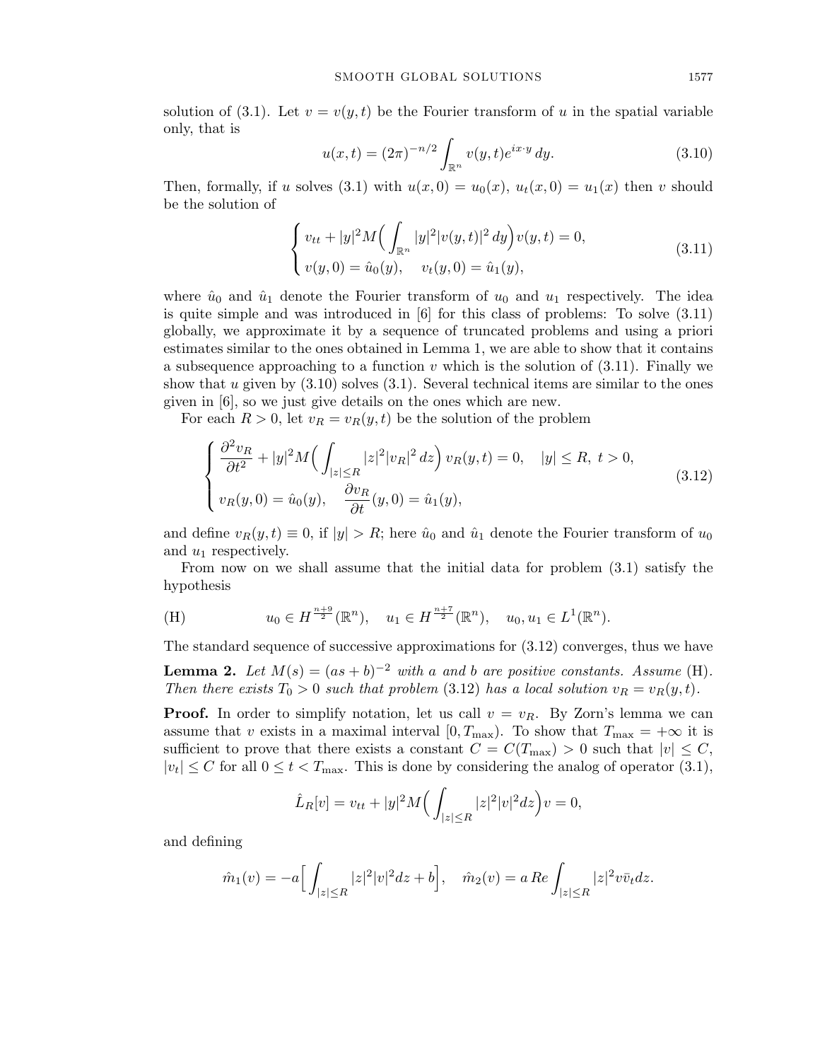solution of (3.1). Let $v = v(y,t)$ be the Fourier transform of $u$ in the spatial variable only, that is

$$u(x,t) = (2\pi)^{-n/2} \int_{\mathbb{R}^n} v(y,t) e^{ix\cdot y}\, dy. \tag{3.10}$$

Then, formally, if $u$ solves (3.1) with $u(x,0) = u_0(x)$, $u_t(x,0) = u_1(x)$ then $v$ should be the solution of

$$\begin{cases} v_{tt} + |y|^2 M\Big( \displaystyle\int_{\mathbb{R}^n} |y|^2 |v(y,t)|^2\, dy\Big) v(y,t) = 0, \\ v(y,0) = \hat{u}_0(y), \quad v_t(y,0) = \hat{u}_1(y), \end{cases} \tag{3.11}$$

where $\hat{u}_0$ and $\hat{u}_1$ denote the Fourier transform of $u_0$ and $u_1$ respectively. The idea is quite simple and was introduced in [6] for this class of problems: To solve (3.11) globally, we approximate it by a sequence of truncated problems and using a priori estimates similar to the ones obtained in Lemma 1, we are able to show that it contains a subsequence approaching to a function $v$ which is the solution of (3.11). Finally we show that $u$ given by (3.10) solves (3.1). Several technical items are similar to the ones given in [6], so we just give details on the ones which are new.

For each $R > 0$, let $v_R = v_R(y,t)$ be the solution of the problem

$$\begin{cases} \dfrac{\partial^2 v_R}{\partial t^2} + |y|^2 M\Big( \displaystyle\int_{|z|\le R} |z|^2 |v_R|^2\, dz\Big)\, v_R(y,t) = 0, \quad |y| \le R,\ t > 0, \\ v_R(y,0) = \hat{u}_0(y), \quad \dfrac{\partial v_R}{\partial t}(y,0) = \hat{u}_1(y), \end{cases} \tag{3.12}$$

and define $v_R(y,t) \equiv 0$, if $|y| > R$; here $\hat{u}_0$ and $\hat{u}_1$ denote the Fourier transform of $u_0$ and $u_1$ respectively.

From now on we shall assume that the initial data for problem (3.1) satisfy the hypothesis

$$\text{(H)} \qquad u_0 \in H^{\frac{n+9}{2}}(\mathbb{R}^n), \quad u_1 \in H^{\frac{n+7}{2}}(\mathbb{R}^n), \quad u_0, u_1 \in L^1(\mathbb{R}^n).$$

The standard sequence of successive approximations for (3.12) converges, thus we have

**Lemma 2.** *Let $M(s) = (as+b)^{-2}$ with $a$ and $b$ are positive constants. Assume* (H). *Then there exists $T_0 > 0$ such that problem* (3.12) *has a local solution $v_R = v_R(y,t)$.*

**Proof.** In order to simplify notation, let us call $v = v_R$. By Zorn's lemma we can assume that $v$ exists in a maximal interval $[0, T_{\max})$. To show that $T_{\max} = +\infty$ it is sufficient to prove that there exists a constant $C = C(T_{\max}) > 0$ such that $|v| \le C$, $|v_t| \le C$ for all $0 \le t < T_{\max}$. This is done by considering the analog of operator (3.1),

$$\hat{L}_R[v] = v_{tt} + |y|^2 M\Big( \int_{|z|\le R} |z|^2 |v|^2 dz\Big) v = 0,$$

and defining

$$\hat{m}_1(v) = -a\Big[ \int_{|z|\le R} |z|^2 |v|^2 dz + b\Big], \quad \hat{m}_2(v) = a\, Re \int_{|z|\le R} |z|^2 v \bar{v}_t dz.$$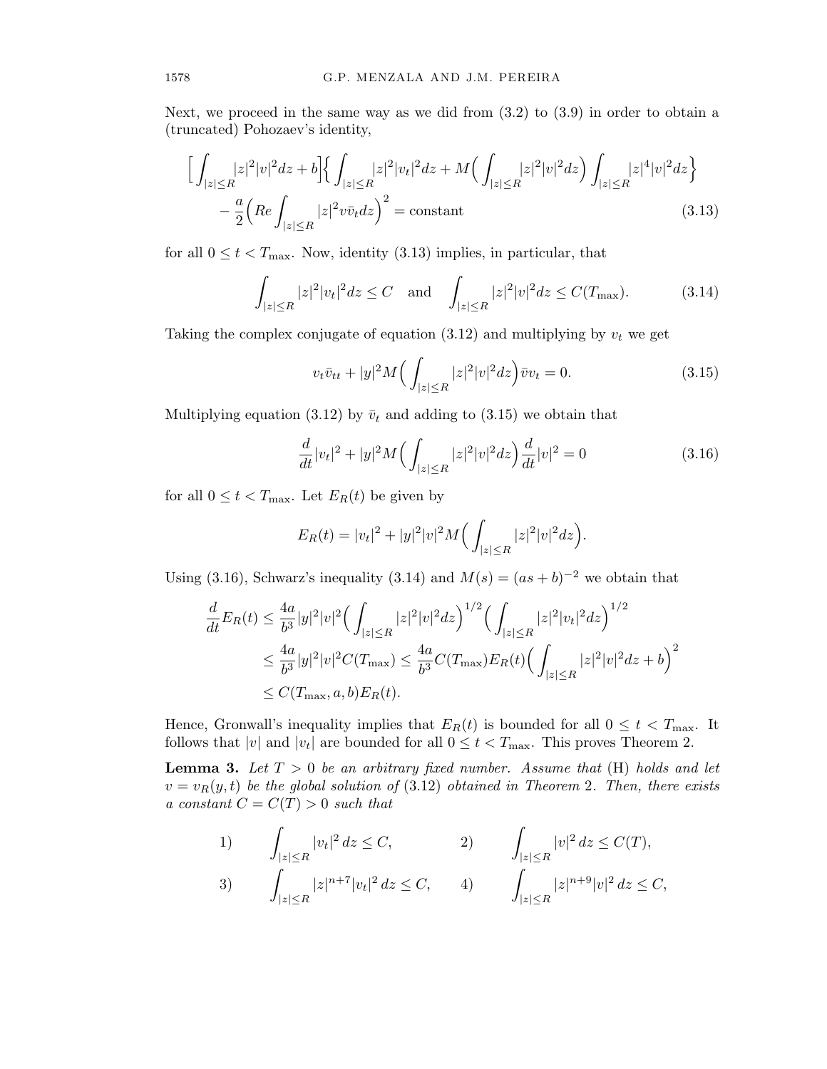Next, we proceed in the same way as we did from (3.2) to (3.9) in order to obtain a (truncated) Pohozaev's identity,

$$
\begin{aligned}
\Big[ \int_{|z|\le R} |z|^2 |v|^2 dz + b \Big] \Big\{ \int_{|z|\le R} |z|^2 |v_t|^2 dz + M\Big( \int_{|z|\le R} |z|^2 |v|^2 dz \Big) \int_{|z|\le R} |z|^4 |v|^2 dz \Big\} \\
- \frac{a}{2} \Big( Re \int_{|z|\le R} |z|^2 v \bar{v}_t dz \Big)^2 = \text{constant} \qquad (3.13)
\end{aligned}
$$

for all $0 \le t < T_{\max}$. Now, identity (3.13) implies, in particular, that

$$
\int_{|z|\le R} |z|^2 |v_t|^2 dz \le C \quad \text{and} \quad \int_{|z|\le R} |z|^2 |v|^2 dz \le C(T_{\max}). \qquad (3.14)
$$

Taking the complex conjugate of equation (3.12) and multiplying by $v_t$ we get

$$
v_t \bar{v}_{tt} + |y|^2 M\Big( \int_{|z|\le R} |z|^2 |v|^2 dz \Big) \bar{v} v_t = 0. \qquad (3.15)
$$

Multiplying equation (3.12) by $\bar{v}_t$ and adding to (3.15) we obtain that

$$
\frac{d}{dt} |v_t|^2 + |y|^2 M\Big( \int_{|z|\le R} |z|^2 |v|^2 dz \Big) \frac{d}{dt} |v|^2 = 0 \qquad (3.16)
$$

for all $0 \le t < T_{\max}$. Let $E_R(t)$ be given by

$$
E_R(t) = |v_t|^2 + |y|^2 |v|^2 M\Big( \int_{|z|\le R} |z|^2 |v|^2 dz \Big).
$$

Using (3.16), Schwarz's inequality (3.14) and $M(s) = (as+b)^{-2}$ we obtain that

$$
\begin{aligned}
\frac{d}{dt} E_R(t) &\le \frac{4a}{b^3} |y|^2 |v|^2 \Big( \int_{|z|\le R} |z|^2 |v|^2 dz \Big)^{1/2} \Big( \int_{|z|\le R} |z|^2 |v_t|^2 dz \Big)^{1/2} \\
&\le \frac{4a}{b^3} |y|^2 |v|^2 C(T_{\max}) \le \frac{4a}{b^3} C(T_{\max}) E_R(t) \Big( \int_{|z|\le R} |z|^2 |v|^2 dz + b \Big)^2 \\
&\le C(T_{\max}, a, b) E_R(t).
\end{aligned}
$$

Hence, Gronwall's inequality implies that $E_R(t)$ is bounded for all $0 \le t < T_{\max}$. It follows that $|v|$ and $|v_t|$ are bounded for all $0 \le t < T_{\max}$. This proves Theorem 2.

**Lemma 3.** *Let $T > 0$ be an arbitrary fixed number. Assume that* (H) *holds and let $v = v_R(y,t)$ be the global solution of* (3.12) *obtained in Theorem* 2. *Then, there exists a constant $C = C(T) > 0$ such that*

$$
1) \quad \int_{|z|\le R} |v_t|^2 \, dz \le C, \qquad 2) \quad \int_{|z|\le R} |v|^2 \, dz \le C(T),
$$

$$
3) \quad \int_{|z|\le R} |z|^{n+7} |v_t|^2 \, dz \le C, \qquad 4) \quad \int_{|z|\le R} |z|^{n+9} |v|^2 \, dz \le C,
$$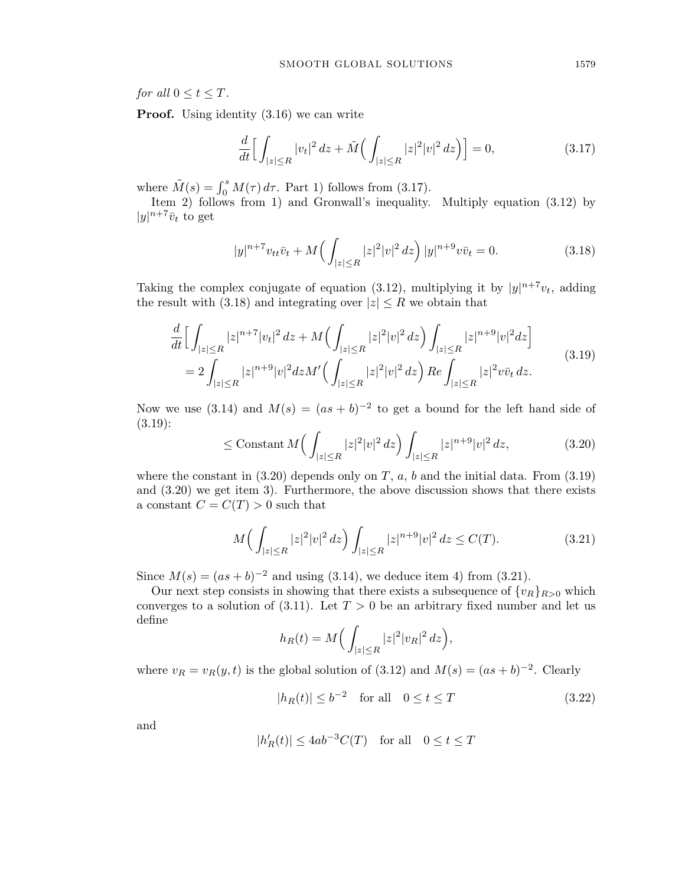*for all* $0 \le t \le T$.

**Proof.** Using identity (3.16) we can write

$$\frac{d}{dt}\Big[\int_{|z|\le R} |v_t|^2\,dz + \tilde{M}\Big(\int_{|z|\le R} |z|^2|v|^2\,dz\Big)\Big] = 0, \tag{3.17}$$

where $\tilde{M}(s) = \int_0^s M(\tau)\,d\tau$. Part 1) follows from (3.17).

Item 2) follows from 1) and Gronwall's inequality. Multiply equation (3.12) by $|y|^{n+7}\bar{v}_t$ to get

$$|y|^{n+7} v_{tt}\bar{v}_t + M\Big(\int_{|z|\le R} |z|^2|v|^2\,dz\Big)\,|y|^{n+9} v\bar{v}_t = 0. \tag{3.18}$$

Taking the complex conjugate of equation (3.12), multiplying it by $|y|^{n+7}v_t$, adding the result with (3.18) and integrating over $|z|\le R$ we obtain that

$$\begin{aligned}
&\frac{d}{dt}\Big[\int_{|z|\le R} |z|^{n+7}|v_t|^2\,dz + M\Big(\int_{|z|\le R} |z|^2|v|^2\,dz\Big)\int_{|z|\le R}|z|^{n+9}|v|^2 dz\Big] \\
&\quad = 2\int_{|z|\le R}|z|^{n+9}|v|^2 dz M'\Big(\int_{|z|\le R} |z|^2|v|^2\,dz\Big)\, Re \int_{|z|\le R} |z|^2 v\bar{v}_t\,dz.
\end{aligned} \tag{3.19}$$

Now we use (3.14) and $M(s) = (as+b)^{-2}$ to get a bound for the left hand side of (3.19):

$$\le \text{Constant}\, M\Big(\int_{|z|\le R} |z|^2|v|^2\,dz\Big)\int_{|z|\le R} |z|^{n+9}|v|^2\,dz, \tag{3.20}$$

where the constant in (3.20) depends only on $T$, $a$, $b$ and the initial data. From (3.19) and (3.20) we get item 3). Furthermore, the above discussion shows that there exists a constant $C = C(T) > 0$ such that

$$M\Big(\int_{|z|\le R} |z|^2|v|^2\,dz\Big)\int_{|z|\le R} |z|^{n+9}|v|^2\,dz \le C(T). \tag{3.21}$$

Since $M(s) = (as+b)^{-2}$ and using (3.14), we deduce item 4) from (3.21).

Our next step consists in showing that there exists a subsequence of $\{v_R\}_{R>0}$ which converges to a solution of (3.11). Let $T > 0$ be an arbitrary fixed number and let us define

$$h_R(t) = M\Big(\int_{|z|\le R} |z|^2|v_R|^2\,dz\Big),$$

where $v_R = v_R(y,t)$ is the global solution of (3.12) and $M(s) = (as+b)^{-2}$. Clearly

$$|h_R(t)| \le b^{-2} \quad \text{for all} \quad 0\le t\le T \tag{3.22}$$

and

$$|h_R'(t)| \le 4ab^{-3}C(T) \quad \text{for all} \quad 0\le t\le T$$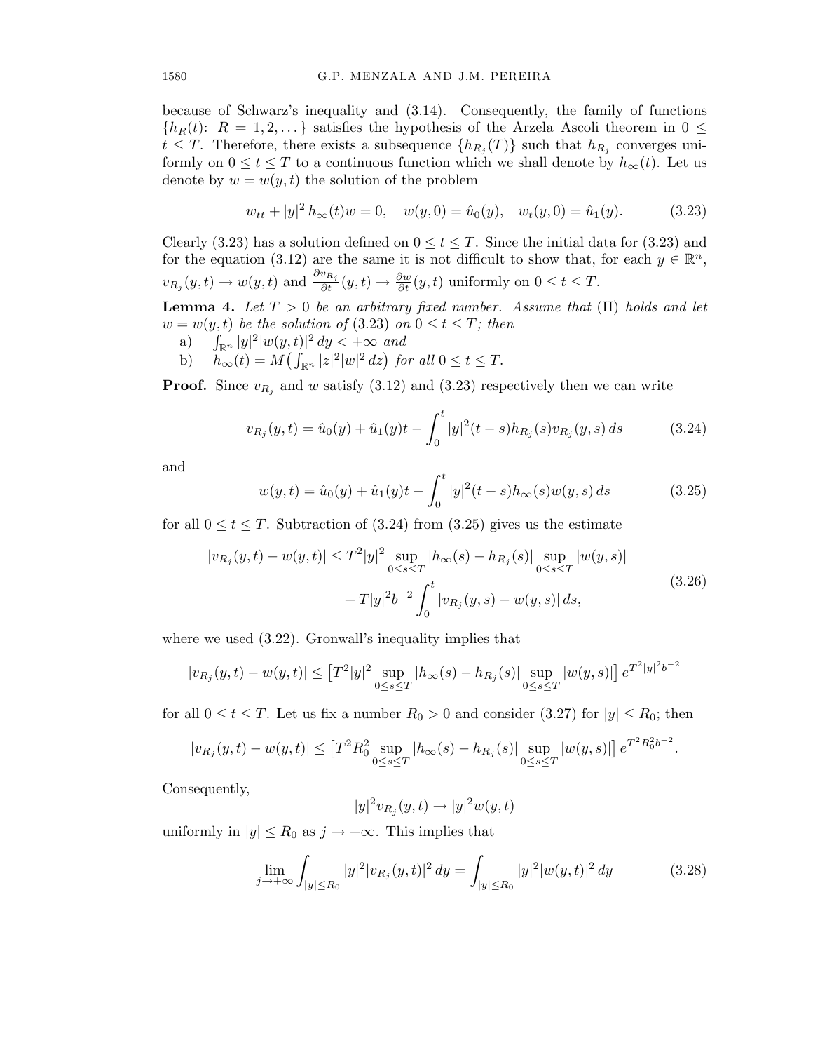because of Schwarz's inequality and (3.14). Consequently, the family of functions $\{h_R(t)\colon\ R = 1, 2, \dots\}$ satisfies the hypothesis of the Arzela–Ascoli theorem in $0 \le t \le T$. Therefore, there exists a subsequence $\{h_{R_j}(T)\}$ such that $h_{R_j}$ converges uniformly on $0 \le t \le T$ to a continuous function which we shall denote by $h_\infty(t)$. Let us denote by $w = w(y,t)$ the solution of the problem

$$w_{tt} + |y|^2\, h_\infty(t) w = 0, \quad w(y,0) = \hat{u}_0(y), \quad w_t(y,0) = \hat{u}_1(y). \tag{3.23}$$

Clearly (3.23) has a solution defined on $0 \le t \le T$. Since the initial data for (3.23) and for the equation (3.12) are the same it is not difficult to show that, for each $y \in \mathbb{R}^n$, $v_{R_j}(y,t) \to w(y,t)$ and $\frac{\partial v_{R_j}}{\partial t}(y,t) \to \frac{\partial w}{\partial t}(y,t)$ uniformly on $0 \le t \le T$.

**Lemma 4.** *Let $T > 0$ be an arbitrary fixed number. Assume that* (H) *holds and let $w = w(y,t)$ be the solution of* (3.23) *on $0 \le t \le T$; then*

a) $\int_{\mathbb{R}^n} |y|^2 |w(y,t)|^2\, dy < +\infty$ *and*

b) $h_\infty(t) = M\big(\int_{\mathbb{R}^n} |z|^2 |w|^2\, dz\big)$ *for all $0 \le t \le T$.*

**Proof.** Since $v_{R_j}$ and $w$ satisfy (3.12) and (3.23) respectively then we can write

$$v_{R_j}(y,t) = \hat{u}_0(y) + \hat{u}_1(y)t - \int_0^t |y|^2 (t-s) h_{R_j}(s) v_{R_j}(y,s)\, ds \tag{3.24}$$

and

$$w(y,t) = \hat{u}_0(y) + \hat{u}_1(y)t - \int_0^t |y|^2 (t-s) h_\infty(s) w(y,s)\, ds \tag{3.25}$$

for all $0 \le t \le T$. Subtraction of (3.24) from (3.25) gives us the estimate

$$\begin{aligned} |v_{R_j}(y,t) - w(y,t)| \le T^2 |y|^2 \sup_{0\le s\le T} |h_\infty(s) - h_{R_j}(s)| \sup_{0\le s\le T} |w(y,s)| \\ + T|y|^2 b^{-2} \int_0^t |v_{R_j}(y,s) - w(y,s)|\, ds, \end{aligned} \tag{3.26}$$

where we used (3.22). Gronwall's inequality implies that

$$|v_{R_j}(y,t) - w(y,t)| \le \big[T^2 |y|^2 \sup_{0\le s\le T} |h_\infty(s) - h_{R_j}(s)| \sup_{0\le s\le T} |w(y,s)|\big]\, e^{T^2|y|^2 b^{-2}}$$

for all $0 \le t \le T$. Let us fix a number $R_0 > 0$ and consider (3.27) for $|y| \le R_0$; then

$$|v_{R_j}(y,t) - w(y,t)| \le \big[T^2 R_0^2 \sup_{0\le s\le T} |h_\infty(s) - h_{R_j}(s)| \sup_{0\le s\le T} |w(y,s)|\big]\, e^{T^2 R_0^2 b^{-2}}.$$

Consequently,

$$|y|^2 v_{R_j}(y,t) \to |y|^2 w(y,t)$$

uniformly in $|y| \le R_0$ as $j \to +\infty$. This implies that

$$\lim_{j\to+\infty} \int_{|y|\le R_0} |y|^2 |v_{R_j}(y,t)|^2\, dy = \int_{|y|\le R_0} |y|^2 |w(y,t)|^2\, dy \tag{3.28}$$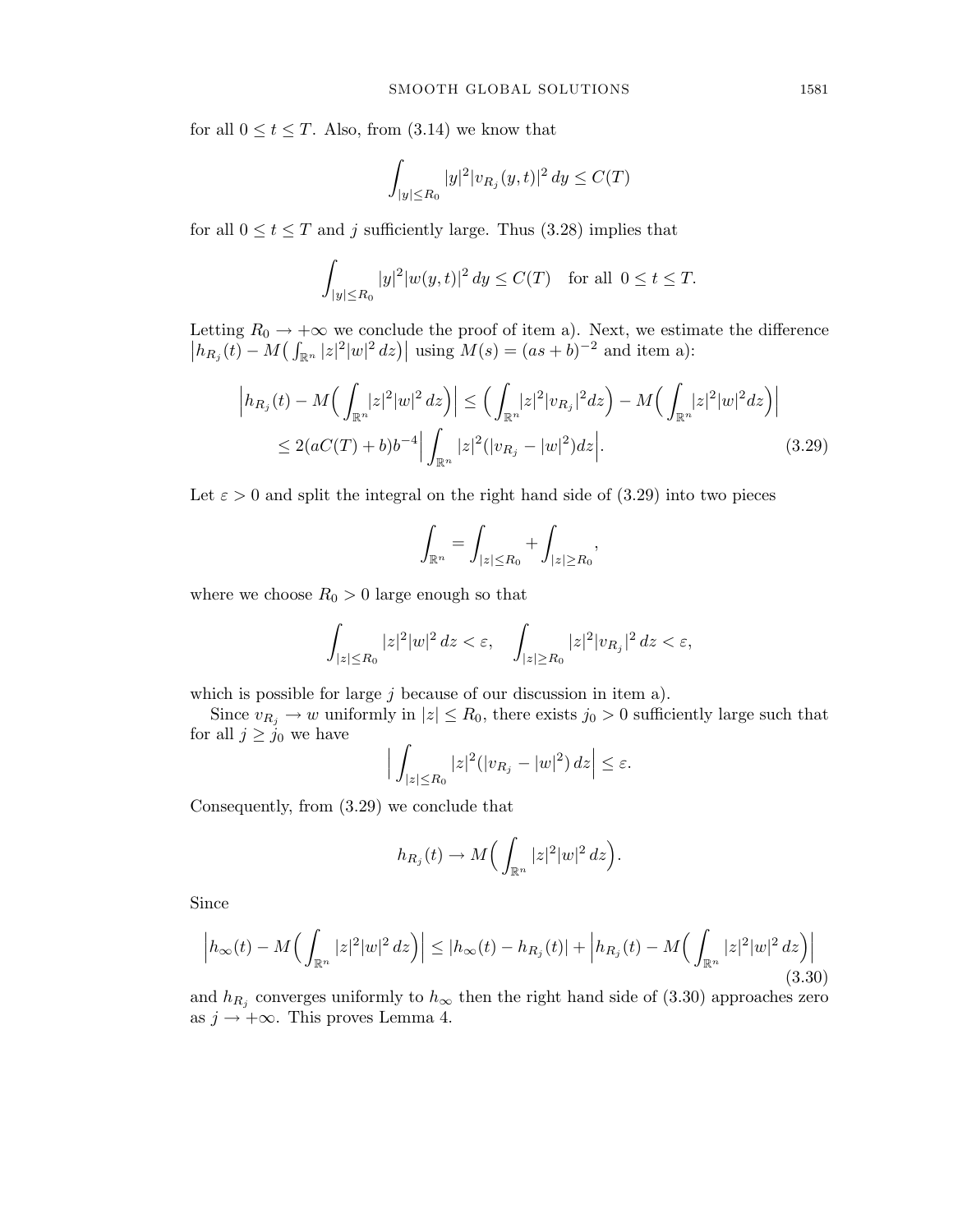for all $0 \le t \le T$. Also, from (3.14) we know that

$$\int_{|y|\le R_0} |y|^2 |v_{R_j}(y,t)|^2\, dy \le C(T)$$

for all $0 \le t \le T$ and $j$ sufficiently large. Thus (3.28) implies that

$$\int_{|y|\le R_0} |y|^2 |w(y,t)|^2\, dy \le C(T) \quad \text{for all } \ 0 \le t \le T.$$

Letting $R_0 \to +\infty$ we conclude the proof of item a). Next, we estimate the difference $\left|h_{R_j}(t) - M\big(\int_{\mathbb{R}^n} |z|^2|w|^2\, dz\big)\right|$ using $M(s) = (as+b)^{-2}$ and item a):

$$\begin{aligned}
\Big|h_{R_j}(t) - M\Big(\int_{\mathbb{R}^n} |z|^2|w|^2\, dz\Big)\Big| &\le \Big(\int_{\mathbb{R}^n} |z|^2|v_{R_j}|^2 dz\Big) - M\Big(\int_{\mathbb{R}^n} |z|^2|w|^2 dz\Big)\Big| \\
&\le 2(aC(T)+b)b^{-4}\Big|\int_{\mathbb{R}^n} |z|^2(|v_{R_j} - |w|^2)dz\Big|. 
\end{aligned} \tag{3.29}$$

Let $\varepsilon > 0$ and split the integral on the right hand side of (3.29) into two pieces

$$\int_{\mathbb{R}^n} = \int_{|z|\le R_0} + \int_{|z|\ge R_0},$$

where we choose $R_0 > 0$ large enough so that

$$\int_{|z|\le R_0} |z|^2|w|^2\, dz < \varepsilon, \quad \int_{|z|\ge R_0} |z|^2|v_{R_j}|^2\, dz < \varepsilon,$$

which is possible for large $j$ because of our discussion in item a).

Since $v_{R_j} \to w$ uniformly in $|z| \le R_0$, there exists $j_0 > 0$ sufficiently large such that for all $j \ge j_0$ we have

$$\Big|\int_{|z|\le R_0} |z|^2(|v_{R_j} - |w|^2)\, dz\Big| \le \varepsilon.$$

Consequently, from (3.29) we conclude that

$$h_{R_j}(t) \to M\Big(\int_{\mathbb{R}^n} |z|^2|w|^2\, dz\Big).$$

Since

$$\Big|h_\infty(t) - M\Big(\int_{\mathbb{R}^n} |z|^2|w|^2\, dz\Big)\Big| \le |h_\infty(t) - h_{R_j}(t)| + \Big|h_{R_j}(t) - M\Big(\int_{\mathbb{R}^n} |z|^2|w|^2\, dz\Big)\Big| \tag{3.30}$$

and $h_{R_j}$ converges uniformly to $h_\infty$ then the right hand side of (3.30) approaches zero as $j \to +\infty$. This proves Lemma 4.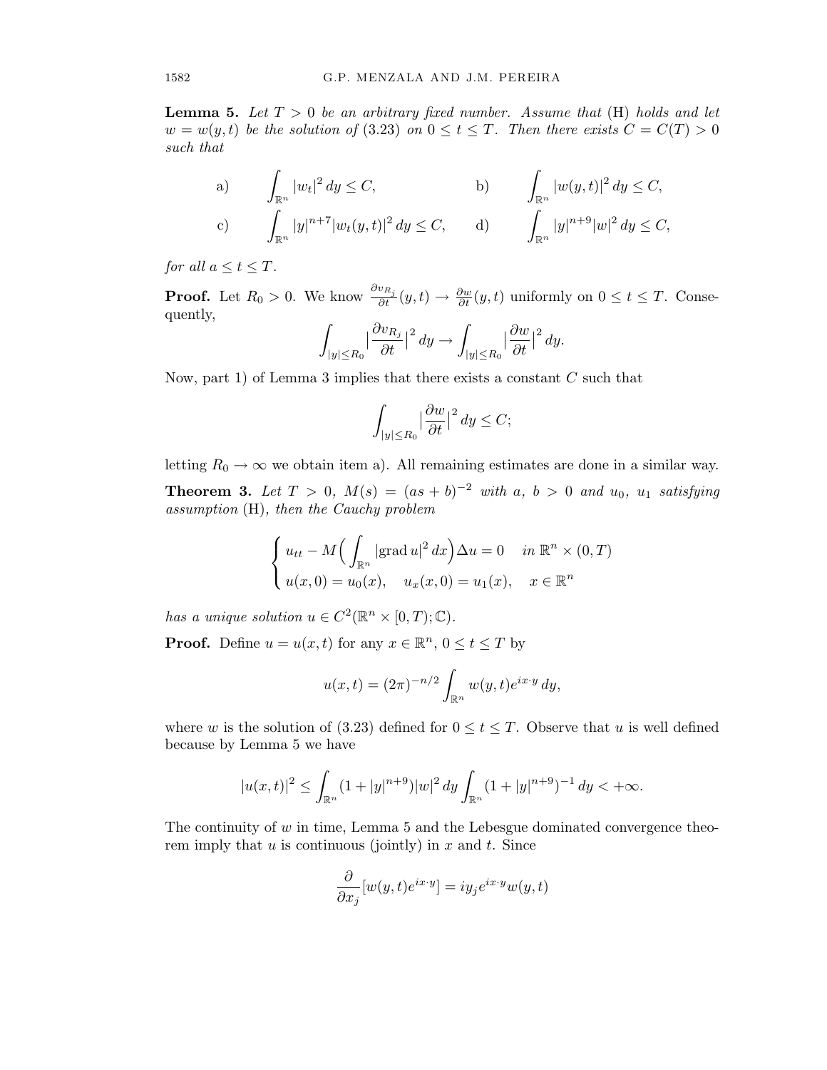**Lemma 5.** *Let $T > 0$ be an arbitrary fixed number. Assume that* (H) *holds and let $w = w(y,t)$ be the solution of* (3.23) *on $0 \leq t \leq T$. Then there exists $C = C(T) > 0$ such that*

$$
\text{a)} \quad \int_{\mathbb{R}^n} |w_t|^2 \, dy \leq C, \qquad \text{b)} \quad \int_{\mathbb{R}^n} |w(y,t)|^2 \, dy \leq C,
$$

$$
\text{c)} \quad \int_{\mathbb{R}^n} |y|^{n+7} |w_t(y,t)|^2 \, dy \leq C, \qquad \text{d)} \quad \int_{\mathbb{R}^n} |y|^{n+9} |w|^2 \, dy \leq C,
$$

*for all $a \leq t \leq T$.*

**Proof.** Let $R_0 > 0$. We know $\frac{\partial v_{R_j}}{\partial t}(y,t) \to \frac{\partial w}{\partial t}(y,t)$ uniformly on $0 \leq t \leq T$. Consequently,

$$
\int_{|y| \leq R_0} \Big| \frac{\partial v_{R_j}}{\partial t} \Big|^2 \, dy \to \int_{|y| \leq R_0} \Big| \frac{\partial w}{\partial t} \Big|^2 \, dy.
$$

Now, part 1) of Lemma 3 implies that there exists a constant $C$ such that

$$
\int_{|y| \leq R_0} \Big| \frac{\partial w}{\partial t} \Big|^2 \, dy \leq C;
$$

letting $R_0 \to \infty$ we obtain item a). All remaining estimates are done in a similar way.

**Theorem 3.** *Let $T > 0$, $M(s) = (as + b)^{-2}$ with $a$, $b > 0$ and $u_0$, $u_1$ satisfying assumption* (H)*, then the Cauchy problem*

$$
\begin{cases} u_{tt} - M\Big( \displaystyle\int_{\mathbb{R}^n} |\text{grad}\, u|^2 \, dx \Big) \Delta u = 0 & \text{in } \mathbb{R}^n \times (0,T) \\ u(x,0) = u_0(x), \quad u_x(x,0) = u_1(x), & x \in \mathbb{R}^n \end{cases}
$$

*has a unique solution $u \in C^2(\mathbb{R}^n \times [0,T); \mathbb{C})$.*

**Proof.** Define $u = u(x,t)$ for any $x \in \mathbb{R}^n$, $0 \leq t \leq T$ by

$$
u(x,t) = (2\pi)^{-n/2} \int_{\mathbb{R}^n} w(y,t) e^{ix \cdot y} \, dy,
$$

where $w$ is the solution of (3.23) defined for $0 \leq t \leq T$. Observe that $u$ is well defined because by Lemma 5 we have

$$
|u(x,t)|^2 \leq \int_{\mathbb{R}^n} (1 + |y|^{n+9}) |w|^2 \, dy \int_{\mathbb{R}^n} (1 + |y|^{n+9})^{-1} \, dy < +\infty.
$$

The continuity of $w$ in time, Lemma 5 and the Lebesgue dominated convergence theorem imply that $u$ is continuous (jointly) in $x$ and $t$. Since

$$
\frac{\partial}{\partial x_j} [w(y,t) e^{ix \cdot y}] = i y_j e^{ix \cdot y} w(y,t)
$$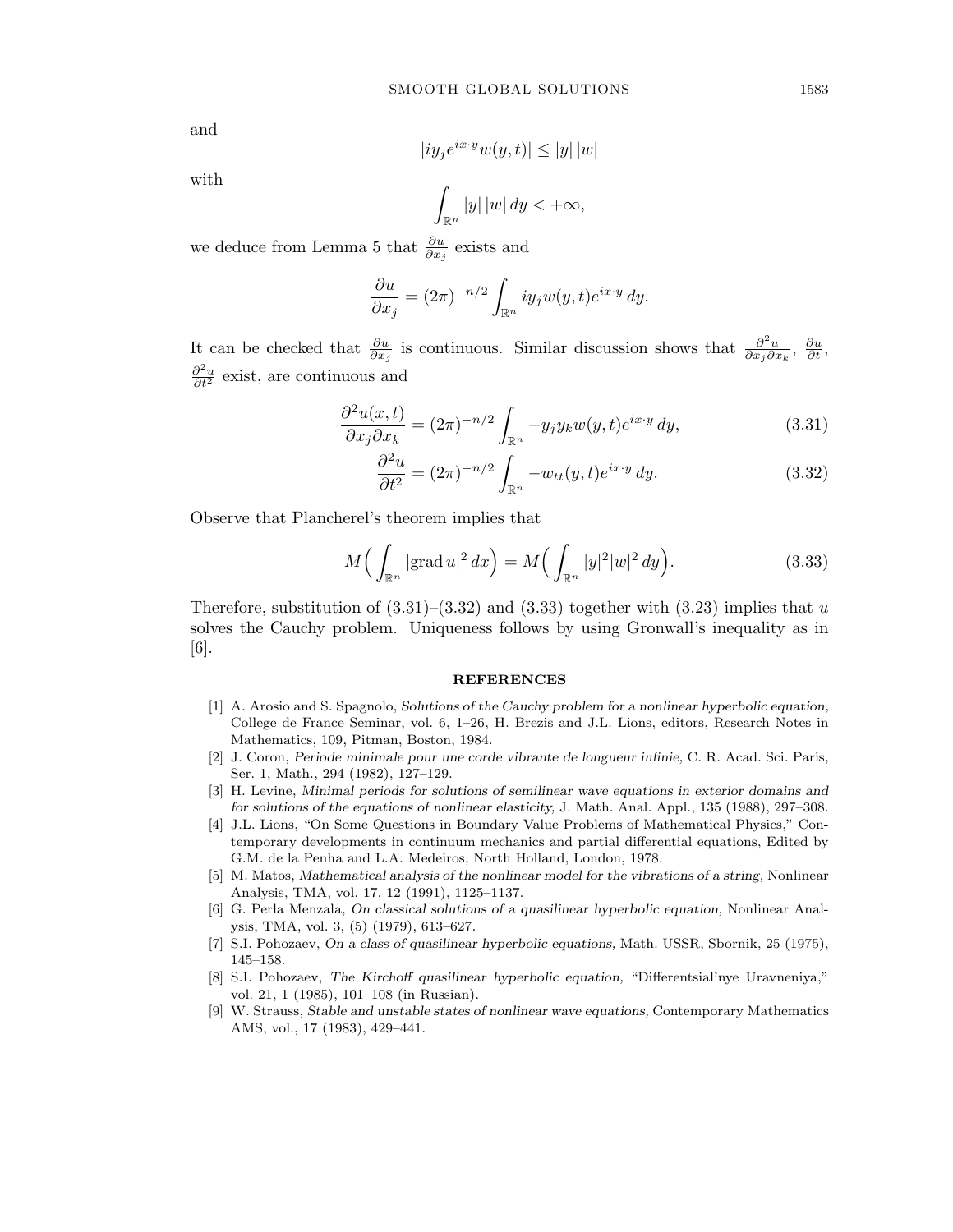and

$$|iy_j e^{ix\cdot y} w(y,t)| \leq |y|\,|w|$$

with

$$\int_{\mathbb{R}^n} |y|\,|w|\,dy < +\infty,$$

we deduce from Lemma 5 that $\frac{\partial u}{\partial x_j}$ exists and

$$\frac{\partial u}{\partial x_j} = (2\pi)^{-n/2} \int_{\mathbb{R}^n} iy_j w(y,t) e^{ix\cdot y}\,dy.$$

It can be checked that $\frac{\partial u}{\partial x_j}$ is continuous. Similar discussion shows that $\frac{\partial^2 u}{\partial x_j \partial x_k}$, $\frac{\partial u}{\partial t}$, $\frac{\partial^2 u}{\partial t^2}$ exist, are continuous and

$$\frac{\partial^2 u(x,t)}{\partial x_j \partial x_k} = (2\pi)^{-n/2} \int_{\mathbb{R}^n} -y_j y_k w(y,t) e^{ix\cdot y}\,dy, \tag{3.31}$$

$$\frac{\partial^2 u}{\partial t^2} = (2\pi)^{-n/2} \int_{\mathbb{R}^n} -w_{tt}(y,t) e^{ix\cdot y}\,dy. \tag{3.32}$$

Observe that Plancherel's theorem implies that

$$M\Big(\int_{\mathbb{R}^n} |\mathrm{grad}\, u|^2\,dx\Big) = M\Big(\int_{\mathbb{R}^n} |y|^2 |w|^2\,dy\Big). \tag{3.33}$$

Therefore, substitution of (3.31)–(3.32) and (3.33) together with (3.23) implies that $u$ solves the Cauchy problem. Uniqueness follows by using Gronwall's inequality as in [6].

## REFERENCES

[1] A. Arosio and S. Spagnolo, *Solutions of the Cauchy problem for a nonlinear hyperbolic equation,* College de France Seminar, vol. 6, 1–26, H. Brezis and J.L. Lions, editors, Research Notes in Mathematics, 109, Pitman, Boston, 1984.

[2] J. Coron, *Periode minimale pour une corde vibrante de longueur infinie,* C. R. Acad. Sci. Paris, Ser. 1, Math., 294 (1982), 127–129.

[3] H. Levine, *Minimal periods for solutions of semilinear wave equations in exterior domains and for solutions of the equations of nonlinear elasticity,* J. Math. Anal. Appl., 135 (1988), 297–308.

[4] J.L. Lions, "On Some Questions in Boundary Value Problems of Mathematical Physics," Contemporary developments in continuum mechanics and partial differential equations, Edited by G.M. de la Penha and L.A. Medeiros, North Holland, London, 1978.

[5] M. Matos, *Mathematical analysis of the nonlinear model for the vibrations of a string,* Nonlinear Analysis, TMA, vol. 17, 12 (1991), 1125–1137.

[6] G. Perla Menzala, *On classical solutions of a quasilinear hyperbolic equation,* Nonlinear Analysis, TMA, vol. 3, (5) (1979), 613–627.

[7] S.I. Pohozaev, *On a class of quasilinear hyperbolic equations,* Math. USSR, Sbornik, 25 (1975), 145–158.

[8] S.I. Pohozaev, *The Kirchoff quasilinear hyperbolic equation,* "Differentsial'nye Uravneniya," vol. 21, 1 (1985), 101–108 (in Russian).

[9] W. Strauss, *Stable and unstable states of nonlinear wave equations,* Contemporary Mathematics AMS, vol., 17 (1983), 429–441.